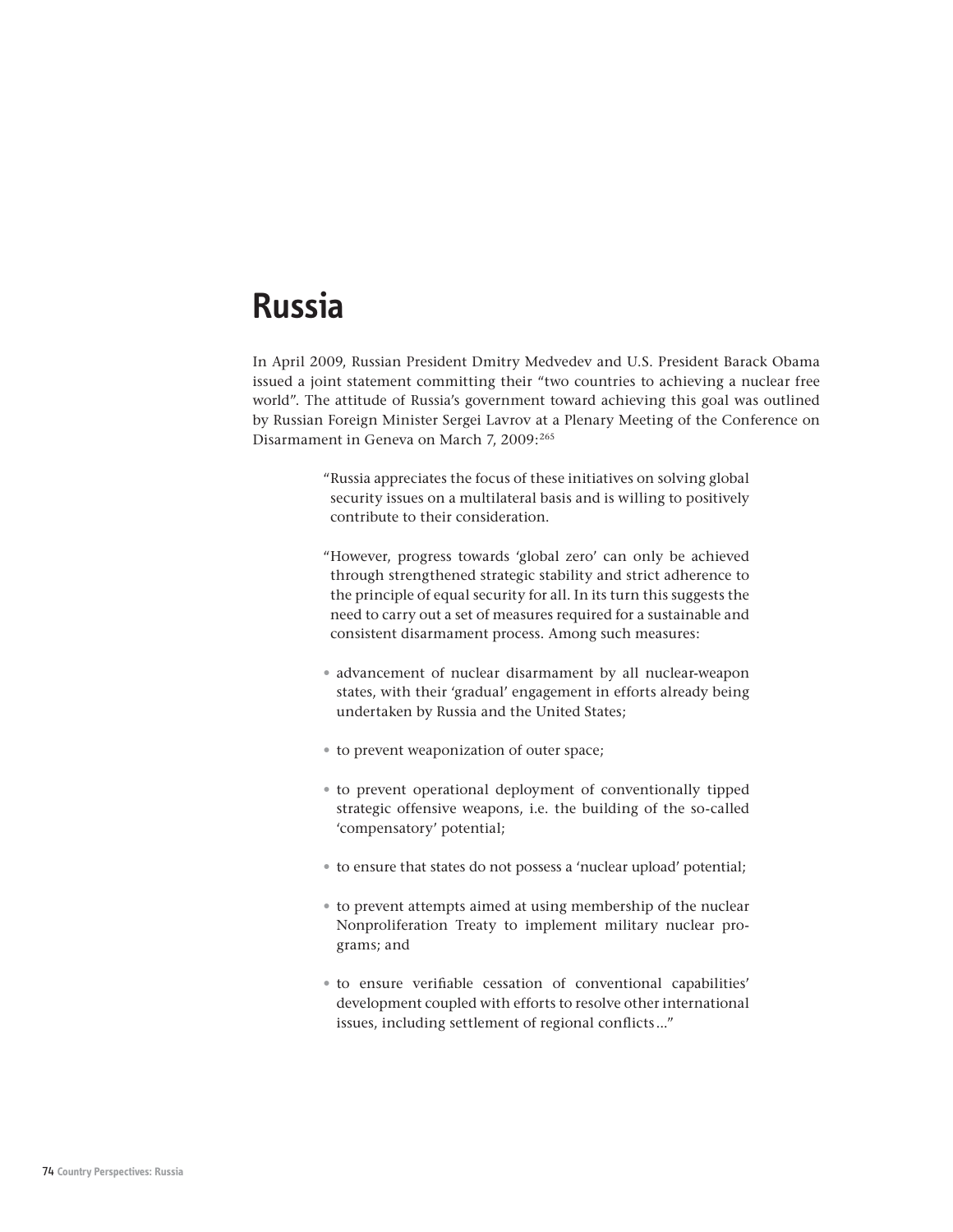# Russia

In April 2009, Russian President Dmitry Medvedev and U.S. President Barack Obama issued a joint statement committing their "two countries to achieving a nuclear free world". The attitude of Russia's government toward achieving this goal was outlined by Russian Foreign Minister Sergei Lavrov at a Plenary Meeting of the Conference on Disarmament in Geneva on March 7, 2009:[265]

> "Russia appreciates the focus of these initiatives on solving global security issues on a multilateral basis and is willing to positively contribute to their consideration.
>
> "However, progress towards 'global zero' can only be achieved through strengthened strategic stability and strict adherence to the principle of equal security for all. In its turn this suggests the need to carry out a set of measures required for a sustainable and consistent disarmament process. Among such measures:
>
> - advancement of nuclear disarmament by all nuclear-weapon states, with their 'gradual' engagement in efforts already being undertaken by Russia and the United States;
> - to prevent weaponization of outer space;
> - to prevent operational deployment of conventionally tipped strategic offensive weapons, i.e. the building of the so-called 'compensatory' potential;
> - to ensure that states do not possess a 'nuclear upload' potential;
> - to prevent attempts aimed at using membership of the nuclear Nonproliferation Treaty to implement military nuclear programs; and
> - to ensure verifiable cessation of conventional capabilities' development coupled with efforts to resolve other international issues, including settlement of regional conflicts…"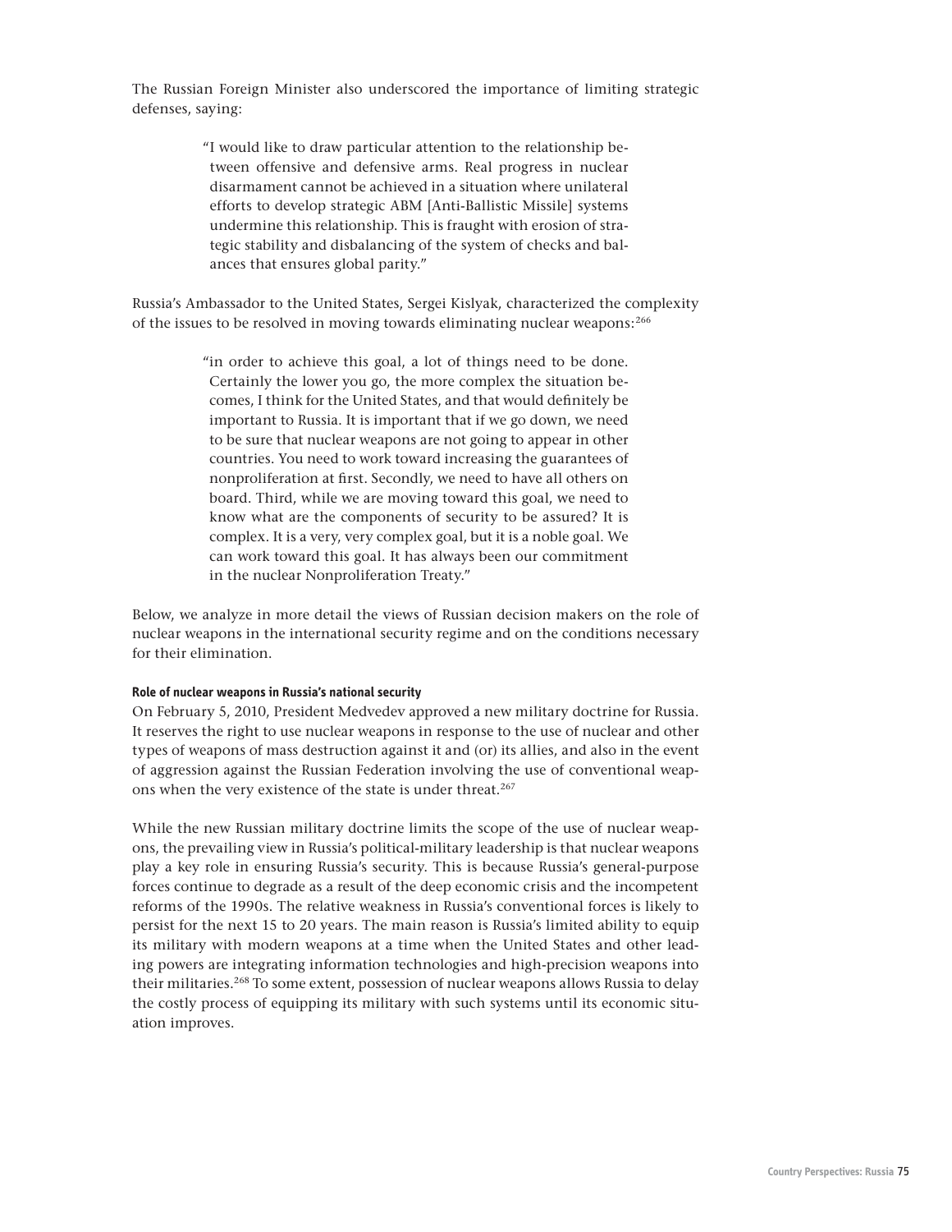The Russian Foreign Minister also underscored the importance of limiting strategic defenses, saying:

> "I would like to draw particular attention to the relationship between offensive and defensive arms. Real progress in nuclear disarmament cannot be achieved in a situation where unilateral efforts to develop strategic ABM [Anti-Ballistic Missile] systems undermine this relationship. This is fraught with erosion of strategic stability and disbalancing of the system of checks and balances that ensures global parity."

Russia's Ambassador to the United States, Sergei Kislyak, characterized the complexity of the issues to be resolved in moving towards eliminating nuclear weapons:[266]

> "in order to achieve this goal, a lot of things need to be done. Certainly the lower you go, the more complex the situation becomes, I think for the United States, and that would definitely be important to Russia. It is important that if we go down, we need to be sure that nuclear weapons are not going to appear in other countries. You need to work toward increasing the guarantees of nonproliferation at first. Secondly, we need to have all others on board. Third, while we are moving toward this goal, we need to know what are the components of security to be assured? It is complex. It is a very, very complex goal, but it is a noble goal. We can work toward this goal. It has always been our commitment in the nuclear Nonproliferation Treaty."

Below, we analyze in more detail the views of Russian decision makers on the role of nuclear weapons in the international security regime and on the conditions necessary for their elimination.

**Role of nuclear weapons in Russia's national security**

On February 5, 2010, President Medvedev approved a new military doctrine for Russia. It reserves the right to use nuclear weapons in response to the use of nuclear and other types of weapons of mass destruction against it and (or) its allies, and also in the event of aggression against the Russian Federation involving the use of conventional weapons when the very existence of the state is under threat.[267]

While the new Russian military doctrine limits the scope of the use of nuclear weapons, the prevailing view in Russia's political-military leadership is that nuclear weapons play a key role in ensuring Russia's security. This is because Russia's general-purpose forces continue to degrade as a result of the deep economic crisis and the incompetent reforms of the 1990s. The relative weakness in Russia's conventional forces is likely to persist for the next 15 to 20 years. The main reason is Russia's limited ability to equip its military with modern weapons at a time when the United States and other leading powers are integrating information technologies and high-precision weapons into their militaries.[268] To some extent, possession of nuclear weapons allows Russia to delay the costly process of equipping its military with such systems until its economic situation improves.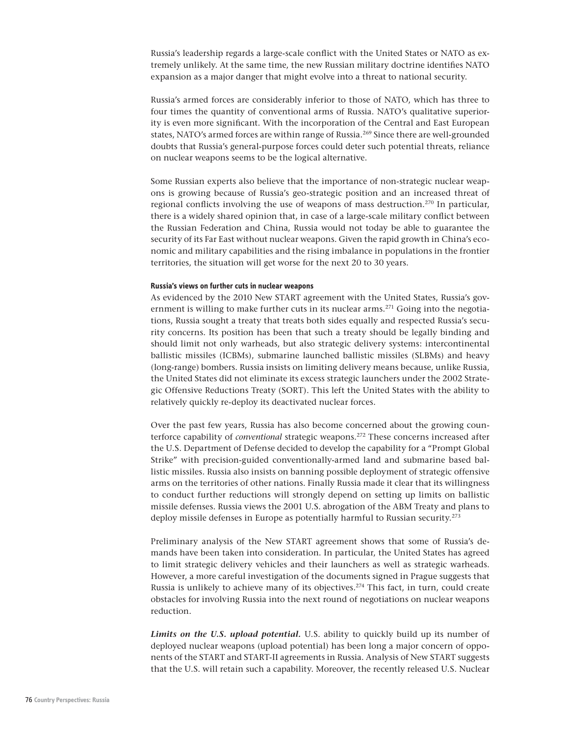Russia's leadership regards a large-scale conflict with the United States or NATO as extremely unlikely. At the same time, the new Russian military doctrine identifies NATO expansion as a major danger that might evolve into a threat to national security.

Russia's armed forces are considerably inferior to those of NATO, which has three to four times the quantity of conventional arms of Russia. NATO's qualitative superiority is even more significant. With the incorporation of the Central and East European states, NATO's armed forces are within range of Russia.[269] Since there are well-grounded doubts that Russia's general-purpose forces could deter such potential threats, reliance on nuclear weapons seems to be the logical alternative.

Some Russian experts also believe that the importance of non-strategic nuclear weapons is growing because of Russia's geo-strategic position and an increased threat of regional conflicts involving the use of weapons of mass destruction.[270] In particular, there is a widely shared opinion that, in case of a large-scale military conflict between the Russian Federation and China, Russia would not today be able to guarantee the security of its Far East without nuclear weapons. Given the rapid growth in China's economic and military capabilities and the rising imbalance in populations in the frontier territories, the situation will get worse for the next 20 to 30 years.

#### Russia's views on further cuts in nuclear weapons

As evidenced by the 2010 New START agreement with the United States, Russia's government is willing to make further cuts in its nuclear arms.[271] Going into the negotiations, Russia sought a treaty that treats both sides equally and respected Russia's security concerns. Its position has been that such a treaty should be legally binding and should limit not only warheads, but also strategic delivery systems: intercontinental ballistic missiles (ICBMs), submarine launched ballistic missiles (SLBMs) and heavy (long-range) bombers. Russia insists on limiting delivery means because, unlike Russia, the United States did not eliminate its excess strategic launchers under the 2002 Strategic Offensive Reductions Treaty (SORT). This left the United States with the ability to relatively quickly re-deploy its deactivated nuclear forces.

Over the past few years, Russia has also become concerned about the growing counterforce capability of *conventional* strategic weapons.[272] These concerns increased after the U.S. Department of Defense decided to develop the capability for a "Prompt Global Strike" with precision-guided conventionally-armed land and submarine based ballistic missiles. Russia also insists on banning possible deployment of strategic offensive arms on the territories of other nations. Finally Russia made it clear that its willingness to conduct further reductions will strongly depend on setting up limits on ballistic missile defenses. Russia views the 2001 U.S. abrogation of the ABM Treaty and plans to deploy missile defenses in Europe as potentially harmful to Russian security.[273]

Preliminary analysis of the New START agreement shows that some of Russia's demands have been taken into consideration. In particular, the United States has agreed to limit strategic delivery vehicles and their launchers as well as strategic warheads. However, a more careful investigation of the documents signed in Prague suggests that Russia is unlikely to achieve many of its objectives.[274] This fact, in turn, could create obstacles for involving Russia into the next round of negotiations on nuclear weapons reduction.

***Limits on the U.S. upload potential.*** U.S. ability to quickly build up its number of deployed nuclear weapons (upload potential) has been long a major concern of opponents of the START and START-II agreements in Russia. Analysis of New START suggests that the U.S. will retain such a capability. Moreover, the recently released U.S. Nuclear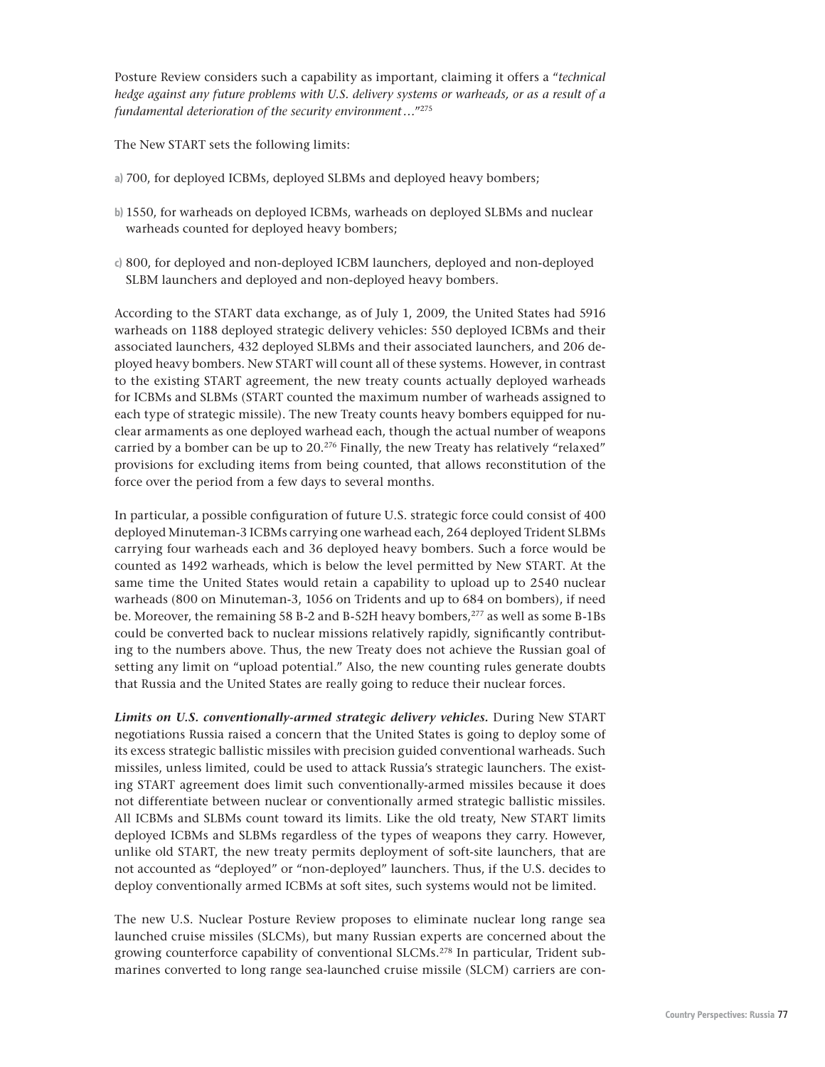Posture Review considers such a capability as important, claiming it offers a "*technical hedge against any future problems with U.S. delivery systems or warheads, or as a result of a fundamental deterioration of the security environment…*"[275]

The New START sets the following limits:

a) 700, for deployed ICBMs, deployed SLBMs and deployed heavy bombers;

b) 1550, for warheads on deployed ICBMs, warheads on deployed SLBMs and nuclear warheads counted for deployed heavy bombers;

c) 800, for deployed and non-deployed ICBM launchers, deployed and non-deployed SLBM launchers and deployed and non-deployed heavy bombers.

According to the START data exchange, as of July 1, 2009, the United States had 5916 warheads on 1188 deployed strategic delivery vehicles: 550 deployed ICBMs and their associated launchers, 432 deployed SLBMs and their associated launchers, and 206 deployed heavy bombers. New START will count all of these systems. However, in contrast to the existing START agreement, the new treaty counts actually deployed warheads for ICBMs and SLBMs (START counted the maximum number of warheads assigned to each type of strategic missile). The new Treaty counts heavy bombers equipped for nuclear armaments as one deployed warhead each, though the actual number of weapons carried by a bomber can be up to 20.[276] Finally, the new Treaty has relatively "relaxed" provisions for excluding items from being counted, that allows reconstitution of the force over the period from a few days to several months.

In particular, a possible configuration of future U.S. strategic force could consist of 400 deployed Minuteman-3 ICBMs carrying one warhead each, 264 deployed Trident SLBMs carrying four warheads each and 36 deployed heavy bombers. Such a force would be counted as 1492 warheads, which is below the level permitted by New START. At the same time the United States would retain a capability to upload up to 2540 nuclear warheads (800 on Minuteman-3, 1056 on Tridents and up to 684 on bombers), if need be. Moreover, the remaining 58 B-2 and B-52H heavy bombers,[277] as well as some B-1Bs could be converted back to nuclear missions relatively rapidly, significantly contributing to the numbers above. Thus, the new Treaty does not achieve the Russian goal of setting any limit on "upload potential." Also, the new counting rules generate doubts that Russia and the United States are really going to reduce their nuclear forces.

***Limits on U.S. conventionally-armed strategic delivery vehicles.*** During New START negotiations Russia raised a concern that the United States is going to deploy some of its excess strategic ballistic missiles with precision guided conventional warheads. Such missiles, unless limited, could be used to attack Russia's strategic launchers. The existing START agreement does limit such conventionally-armed missiles because it does not differentiate between nuclear or conventionally armed strategic ballistic missiles. All ICBMs and SLBMs count toward its limits. Like the old treaty, New START limits deployed ICBMs and SLBMs regardless of the types of weapons they carry. However, unlike old START, the new treaty permits deployment of soft-site launchers, that are not accounted as "deployed" or "non-deployed" launchers. Thus, if the U.S. decides to deploy conventionally armed ICBMs at soft sites, such systems would not be limited.

The new U.S. Nuclear Posture Review proposes to eliminate nuclear long range sea launched cruise missiles (SLCMs), but many Russian experts are concerned about the growing counterforce capability of conventional SLCMs.[278] In particular, Trident submarines converted to long range sea-launched cruise missile (SLCM) carriers are con-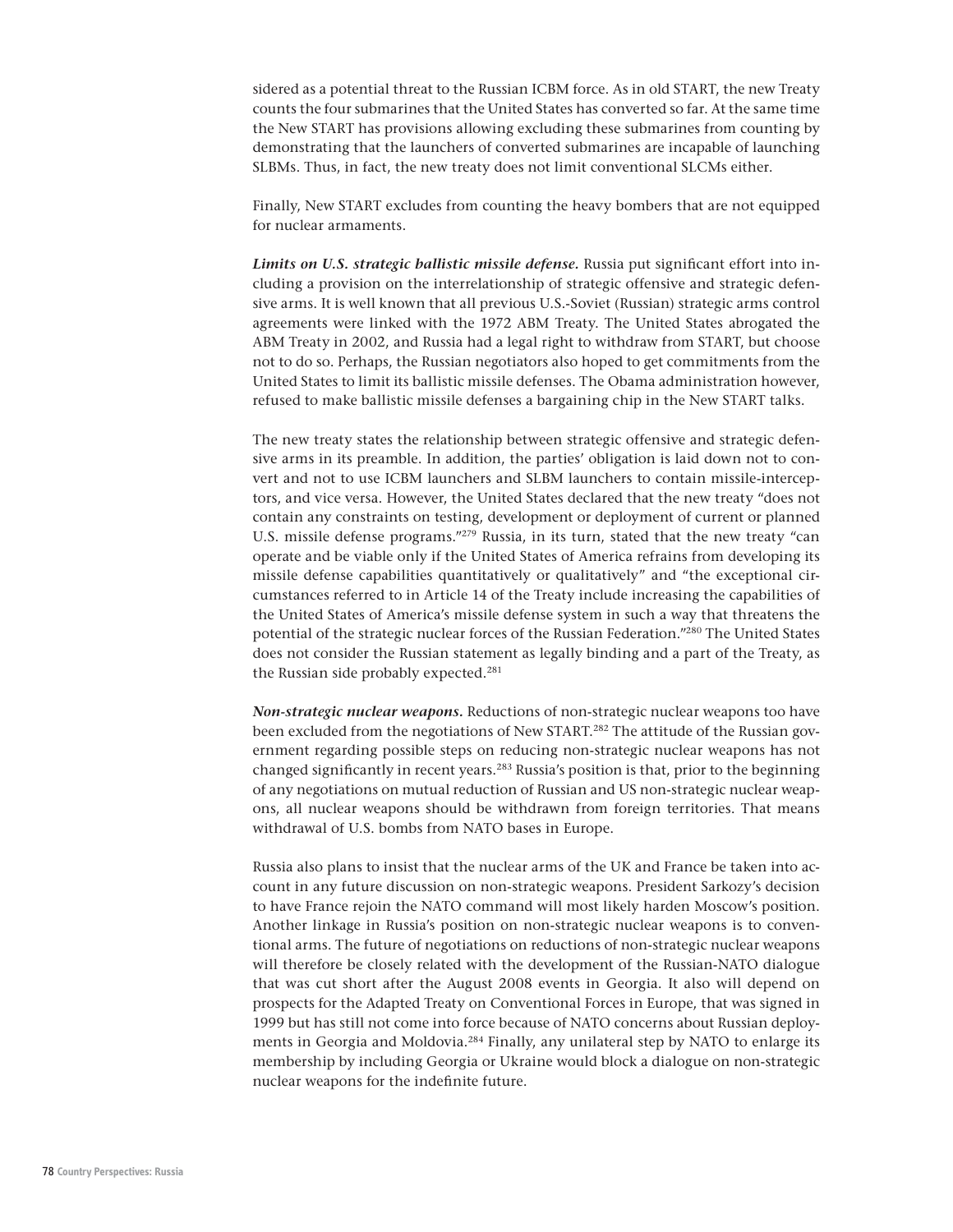sidered as a potential threat to the Russian ICBM force. As in old START, the new Treaty counts the four submarines that the United States has converted so far. At the same time the New START has provisions allowing excluding these submarines from counting by demonstrating that the launchers of converted submarines are incapable of launching SLBMs. Thus, in fact, the new treaty does not limit conventional SLCMs either.

Finally, New START excludes from counting the heavy bombers that are not equipped for nuclear armaments.

***Limits on U.S. strategic ballistic missile defense.*** Russia put significant effort into including a provision on the interrelationship of strategic offensive and strategic defensive arms. It is well known that all previous U.S.-Soviet (Russian) strategic arms control agreements were linked with the 1972 ABM Treaty. The United States abrogated the ABM Treaty in 2002, and Russia had a legal right to withdraw from START, but choose not to do so. Perhaps, the Russian negotiators also hoped to get commitments from the United States to limit its ballistic missile defenses. The Obama administration however, refused to make ballistic missile defenses a bargaining chip in the New START talks.

The new treaty states the relationship between strategic offensive and strategic defensive arms in its preamble. In addition, the parties' obligation is laid down not to convert and not to use ICBM launchers and SLBM launchers to contain missile-interceptors, and vice versa. However, the United States declared that the new treaty "does not contain any constraints on testing, development or deployment of current or planned U.S. missile defense programs."[279] Russia, in its turn, stated that the new treaty "can operate and be viable only if the United States of America refrains from developing its missile defense capabilities quantitatively or qualitatively" and "the exceptional circumstances referred to in Article 14 of the Treaty include increasing the capabilities of the United States of America's missile defense system in such a way that threatens the potential of the strategic nuclear forces of the Russian Federation."[280] The United States does not consider the Russian statement as legally binding and a part of the Treaty, as the Russian side probably expected.[281]

***Non-strategic nuclear weapons.*** Reductions of non-strategic nuclear weapons too have been excluded from the negotiations of New START.[282] The attitude of the Russian government regarding possible steps on reducing non-strategic nuclear weapons has not changed significantly in recent years.[283] Russia's position is that, prior to the beginning of any negotiations on mutual reduction of Russian and US non-strategic nuclear weapons, all nuclear weapons should be withdrawn from foreign territories. That means withdrawal of U.S. bombs from NATO bases in Europe.

Russia also plans to insist that the nuclear arms of the UK and France be taken into account in any future discussion on non-strategic weapons. President Sarkozy's decision to have France rejoin the NATO command will most likely harden Moscow's position. Another linkage in Russia's position on non-strategic nuclear weapons is to conventional arms. The future of negotiations on reductions of non-strategic nuclear weapons will therefore be closely related with the development of the Russian-NATO dialogue that was cut short after the August 2008 events in Georgia. It also will depend on prospects for the Adapted Treaty on Conventional Forces in Europe, that was signed in 1999 but has still not come into force because of NATO concerns about Russian deployments in Georgia and Moldovia.[284] Finally, any unilateral step by NATO to enlarge its membership by including Georgia or Ukraine would block a dialogue on non-strategic nuclear weapons for the indefinite future.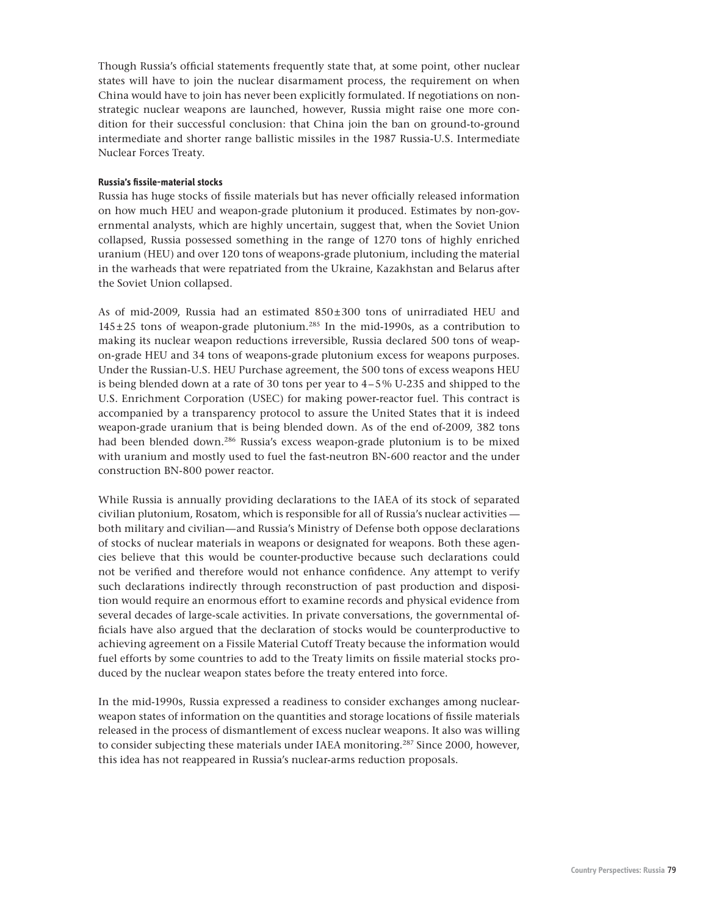Though Russia's official statements frequently state that, at some point, other nuclear states will have to join the nuclear disarmament process, the requirement on when China would have to join has never been explicitly formulated. If negotiations on non-strategic nuclear weapons are launched, however, Russia might raise one more condition for their successful conclusion: that China join the ban on ground-to-ground intermediate and shorter range ballistic missiles in the 1987 Russia-U.S. Intermediate Nuclear Forces Treaty.

#### Russia's fissile-material stocks

Russia has huge stocks of fissile materials but has never officially released information on how much HEU and weapon-grade plutonium it produced. Estimates by non-governmental analysts, which are highly uncertain, suggest that, when the Soviet Union collapsed, Russia possessed something in the range of 1270 tons of highly enriched uranium (HEU) and over 120 tons of weapons-grade plutonium, including the material in the warheads that were repatriated from the Ukraine, Kazakhstan and Belarus after the Soviet Union collapsed.

As of mid-2009, Russia had an estimated 850±300 tons of unirradiated HEU and 145±25 tons of weapon-grade plutonium.[285] In the mid-1990s, as a contribution to making its nuclear weapon reductions irreversible, Russia declared 500 tons of weapon-grade HEU and 34 tons of weapons-grade plutonium excess for weapons purposes. Under the Russian-U.S. HEU Purchase agreement, the 500 tons of excess weapons HEU is being blended down at a rate of 30 tons per year to 4–5% U-235 and shipped to the U.S. Enrichment Corporation (USEC) for making power-reactor fuel. This contract is accompanied by a transparency protocol to assure the United States that it is indeed weapon-grade uranium that is being blended down. As of the end of-2009, 382 tons had been blended down.[286] Russia's excess weapon-grade plutonium is to be mixed with uranium and mostly used to fuel the fast-neutron BN-600 reactor and the under construction BN-800 power reactor.

While Russia is annually providing declarations to the IAEA of its stock of separated civilian plutonium, Rosatom, which is responsible for all of Russia's nuclear activities — both military and civilian—and Russia's Ministry of Defense both oppose declarations of stocks of nuclear materials in weapons or designated for weapons. Both these agencies believe that this would be counter-productive because such declarations could not be verified and therefore would not enhance confidence. Any attempt to verify such declarations indirectly through reconstruction of past production and disposition would require an enormous effort to examine records and physical evidence from several decades of large-scale activities. In private conversations, the governmental officials have also argued that the declaration of stocks would be counterproductive to achieving agreement on a Fissile Material Cutoff Treaty because the information would fuel efforts by some countries to add to the Treaty limits on fissile material stocks produced by the nuclear weapon states before the treaty entered into force.

In the mid-1990s, Russia expressed a readiness to consider exchanges among nuclear-weapon states of information on the quantities and storage locations of fissile materials released in the process of dismantlement of excess nuclear weapons. It also was willing to consider subjecting these materials under IAEA monitoring.[287] Since 2000, however, this idea has not reappeared in Russia's nuclear-arms reduction proposals.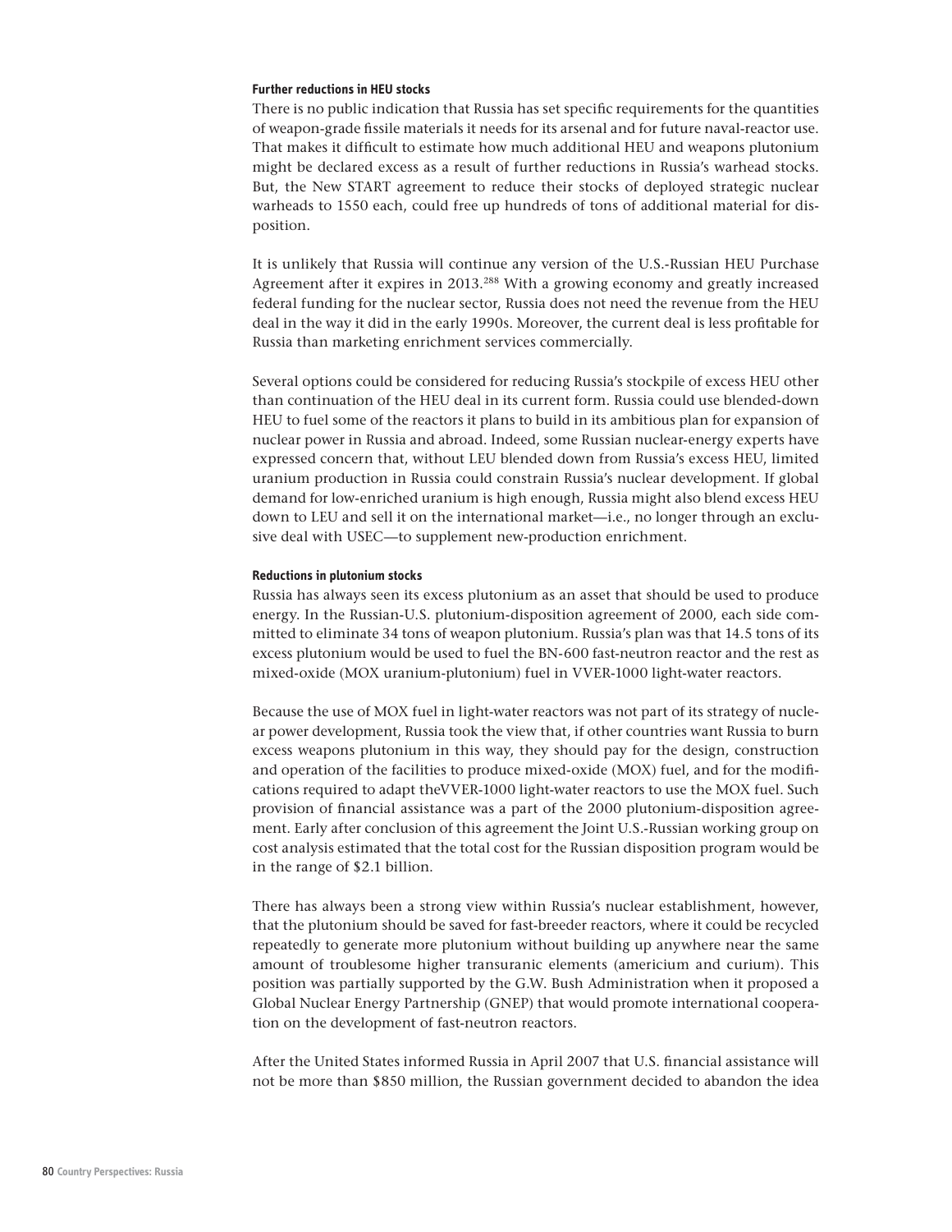#### Further reductions in HEU stocks

There is no public indication that Russia has set specific requirements for the quantities of weapon-grade fissile materials it needs for its arsenal and for future naval-reactor use. That makes it difficult to estimate how much additional HEU and weapons plutonium might be declared excess as a result of further reductions in Russia's warhead stocks. But, the New START agreement to reduce their stocks of deployed strategic nuclear warheads to 1550 each, could free up hundreds of tons of additional material for disposition.

It is unlikely that Russia will continue any version of the U.S.-Russian HEU Purchase Agreement after it expires in 2013.[288] With a growing economy and greatly increased federal funding for the nuclear sector, Russia does not need the revenue from the HEU deal in the way it did in the early 1990s. Moreover, the current deal is less profitable for Russia than marketing enrichment services commercially.

Several options could be considered for reducing Russia's stockpile of excess HEU other than continuation of the HEU deal in its current form. Russia could use blended-down HEU to fuel some of the reactors it plans to build in its ambitious plan for expansion of nuclear power in Russia and abroad. Indeed, some Russian nuclear-energy experts have expressed concern that, without LEU blended down from Russia's excess HEU, limited uranium production in Russia could constrain Russia's nuclear development. If global demand for low-enriched uranium is high enough, Russia might also blend excess HEU down to LEU and sell it on the international market—i.e., no longer through an exclusive deal with USEC—to supplement new-production enrichment.

#### Reductions in plutonium stocks

Russia has always seen its excess plutonium as an asset that should be used to produce energy. In the Russian-U.S. plutonium-disposition agreement of 2000, each side committed to eliminate 34 tons of weapon plutonium. Russia's plan was that 14.5 tons of its excess plutonium would be used to fuel the BN-600 fast-neutron reactor and the rest as mixed-oxide (MOX uranium-plutonium) fuel in VVER-1000 light-water reactors.

Because the use of MOX fuel in light-water reactors was not part of its strategy of nuclear power development, Russia took the view that, if other countries want Russia to burn excess weapons plutonium in this way, they should pay for the design, construction and operation of the facilities to produce mixed-oxide (MOX) fuel, and for the modifications required to adapt theVVER-1000 light-water reactors to use the MOX fuel. Such provision of financial assistance was a part of the 2000 plutonium-disposition agreement. Early after conclusion of this agreement the Joint U.S.-Russian working group on cost analysis estimated that the total cost for the Russian disposition program would be in the range of $2.1 billion.

There has always been a strong view within Russia's nuclear establishment, however, that the plutonium should be saved for fast-breeder reactors, where it could be recycled repeatedly to generate more plutonium without building up anywhere near the same amount of troublesome higher transuranic elements (americium and curium). This position was partially supported by the G.W. Bush Administration when it proposed a Global Nuclear Energy Partnership (GNEP) that would promote international cooperation on the development of fast-neutron reactors.

After the United States informed Russia in April 2007 that U.S. financial assistance will not be more than $850 million, the Russian government decided to abandon the idea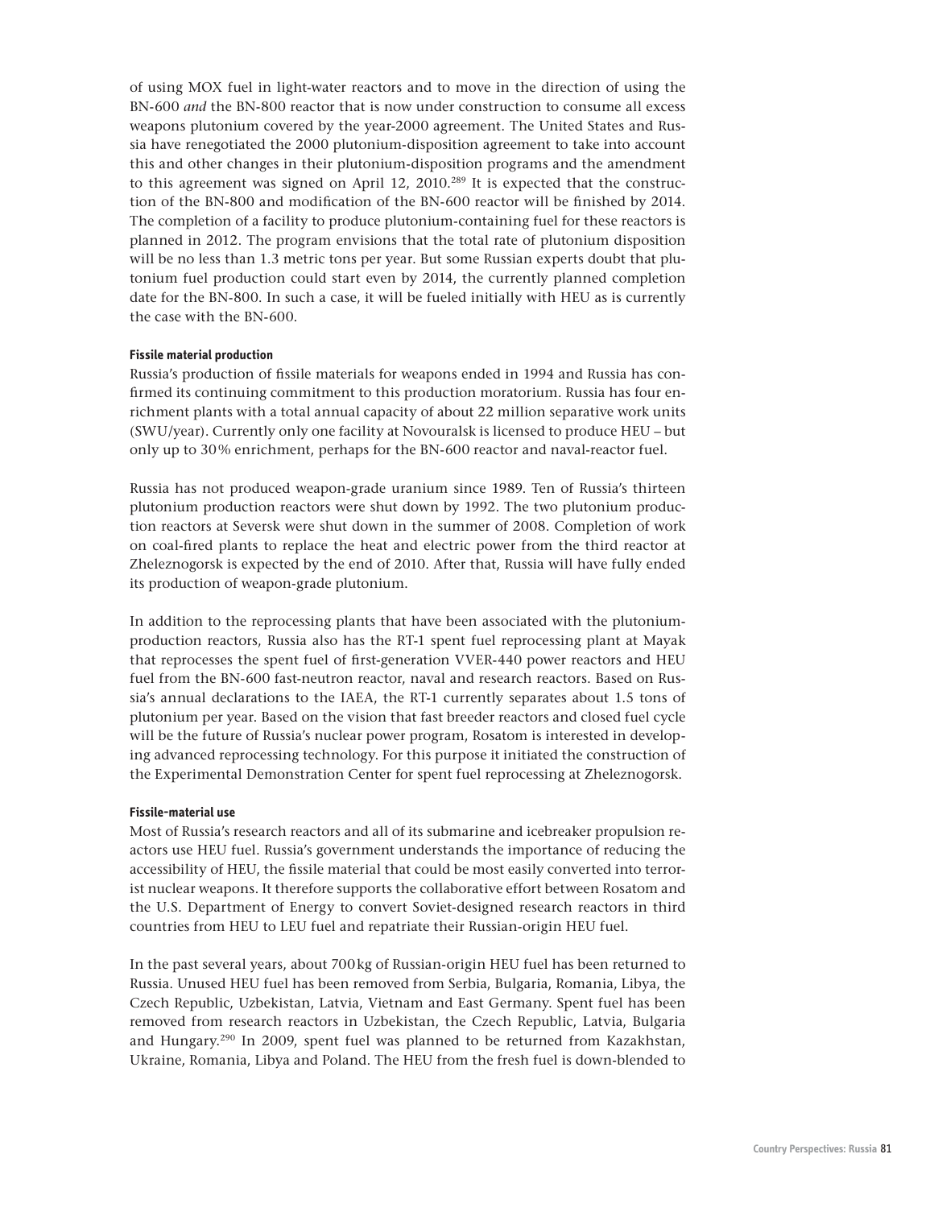of using MOX fuel in light-water reactors and to move in the direction of using the BN-600 *and* the BN-800 reactor that is now under construction to consume all excess weapons plutonium covered by the year-2000 agreement. The United States and Russia have renegotiated the 2000 plutonium-disposition agreement to take into account this and other changes in their plutonium-disposition programs and the amendment to this agreement was signed on April 12, 2010.[289] It is expected that the construction of the BN-800 and modification of the BN-600 reactor will be finished by 2014. The completion of a facility to produce plutonium-containing fuel for these reactors is planned in 2012. The program envisions that the total rate of plutonium disposition will be no less than 1.3 metric tons per year. But some Russian experts doubt that plutonium fuel production could start even by 2014, the currently planned completion date for the BN-800. In such a case, it will be fueled initially with HEU as is currently the case with the BN-600.

#### Fissile material production

Russia's production of fissile materials for weapons ended in 1994 and Russia has confirmed its continuing commitment to this production moratorium. Russia has four enrichment plants with a total annual capacity of about 22 million separative work units (SWU/year). Currently only one facility at Novouralsk is licensed to produce HEU – but only up to 30% enrichment, perhaps for the BN-600 reactor and naval-reactor fuel.

Russia has not produced weapon-grade uranium since 1989. Ten of Russia's thirteen plutonium production reactors were shut down by 1992. The two plutonium production reactors at Seversk were shut down in the summer of 2008. Completion of work on coal-fired plants to replace the heat and electric power from the third reactor at Zheleznogorsk is expected by the end of 2010. After that, Russia will have fully ended its production of weapon-grade plutonium.

In addition to the reprocessing plants that have been associated with the plutonium-production reactors, Russia also has the RT-1 spent fuel reprocessing plant at Mayak that reprocesses the spent fuel of first-generation VVER-440 power reactors and HEU fuel from the BN-600 fast-neutron reactor, naval and research reactors. Based on Russia's annual declarations to the IAEA, the RT-1 currently separates about 1.5 tons of plutonium per year. Based on the vision that fast breeder reactors and closed fuel cycle will be the future of Russia's nuclear power program, Rosatom is interested in developing advanced reprocessing technology. For this purpose it initiated the construction of the Experimental Demonstration Center for spent fuel reprocessing at Zheleznogorsk.

#### Fissile-material use

Most of Russia's research reactors and all of its submarine and icebreaker propulsion reactors use HEU fuel. Russia's government understands the importance of reducing the accessibility of HEU, the fissile material that could be most easily converted into terrorist nuclear weapons. It therefore supports the collaborative effort between Rosatom and the U.S. Department of Energy to convert Soviet-designed research reactors in third countries from HEU to LEU fuel and repatriate their Russian-origin HEU fuel.

In the past several years, about 700 kg of Russian-origin HEU fuel has been returned to Russia. Unused HEU fuel has been removed from Serbia, Bulgaria, Romania, Libya, the Czech Republic, Uzbekistan, Latvia, Vietnam and East Germany. Spent fuel has been removed from research reactors in Uzbekistan, the Czech Republic, Latvia, Bulgaria and Hungary.[290] In 2009, spent fuel was planned to be returned from Kazakhstan, Ukraine, Romania, Libya and Poland. The HEU from the fresh fuel is down-blended to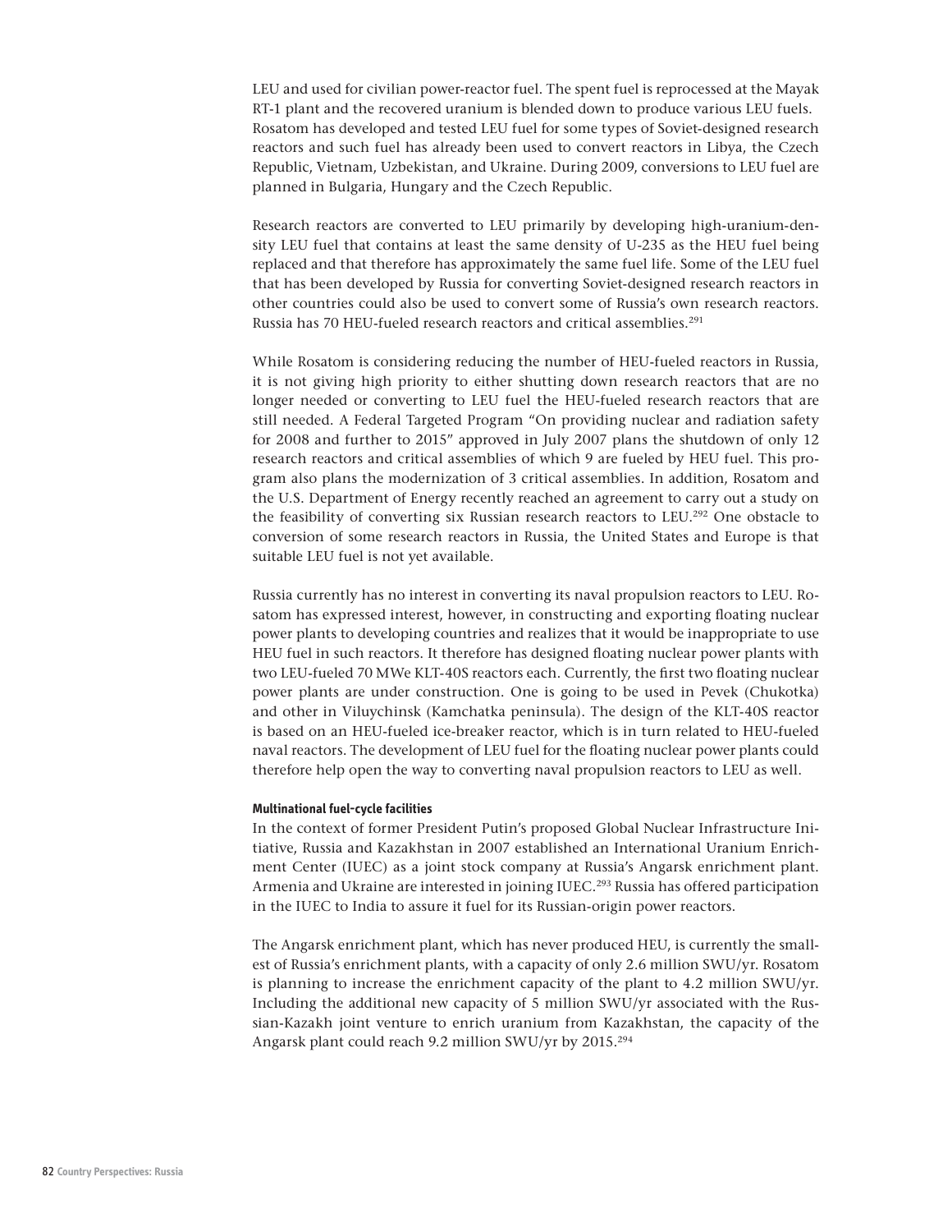LEU and used for civilian power-reactor fuel. The spent fuel is reprocessed at the Mayak RT-1 plant and the recovered uranium is blended down to produce various LEU fuels. Rosatom has developed and tested LEU fuel for some types of Soviet-designed research reactors and such fuel has already been used to convert reactors in Libya, the Czech Republic, Vietnam, Uzbekistan, and Ukraine. During 2009, conversions to LEU fuel are planned in Bulgaria, Hungary and the Czech Republic.

Research reactors are converted to LEU primarily by developing high-uranium-density LEU fuel that contains at least the same density of U-235 as the HEU fuel being replaced and that therefore has approximately the same fuel life. Some of the LEU fuel that has been developed by Russia for converting Soviet-designed research reactors in other countries could also be used to convert some of Russia's own research reactors. Russia has 70 HEU-fueled research reactors and critical assemblies.[291]

While Rosatom is considering reducing the number of HEU-fueled reactors in Russia, it is not giving high priority to either shutting down research reactors that are no longer needed or converting to LEU fuel the HEU-fueled research reactors that are still needed. A Federal Targeted Program "On providing nuclear and radiation safety for 2008 and further to 2015" approved in July 2007 plans the shutdown of only 12 research reactors and critical assemblies of which 9 are fueled by HEU fuel. This program also plans the modernization of 3 critical assemblies. In addition, Rosatom and the U.S. Department of Energy recently reached an agreement to carry out a study on the feasibility of converting six Russian research reactors to LEU.[292] One obstacle to conversion of some research reactors in Russia, the United States and Europe is that suitable LEU fuel is not yet available.

Russia currently has no interest in converting its naval propulsion reactors to LEU. Rosatom has expressed interest, however, in constructing and exporting floating nuclear power plants to developing countries and realizes that it would be inappropriate to use HEU fuel in such reactors. It therefore has designed floating nuclear power plants with two LEU-fueled 70 MWe KLT-40S reactors each. Currently, the first two floating nuclear power plants are under construction. One is going to be used in Pevek (Chukotka) and other in Viluychinsk (Kamchatka peninsula). The design of the KLT-40S reactor is based on an HEU-fueled ice-breaker reactor, which is in turn related to HEU-fueled naval reactors. The development of LEU fuel for the floating nuclear power plants could therefore help open the way to converting naval propulsion reactors to LEU as well.

#### Multinational fuel-cycle facilities

In the context of former President Putin's proposed Global Nuclear Infrastructure Initiative, Russia and Kazakhstan in 2007 established an International Uranium Enrichment Center (IUEC) as a joint stock company at Russia's Angarsk enrichment plant. Armenia and Ukraine are interested in joining IUEC.[293] Russia has offered participation in the IUEC to India to assure it fuel for its Russian-origin power reactors.

The Angarsk enrichment plant, which has never produced HEU, is currently the smallest of Russia's enrichment plants, with a capacity of only 2.6 million SWU/yr. Rosatom is planning to increase the enrichment capacity of the plant to 4.2 million SWU/yr. Including the additional new capacity of 5 million SWU/yr associated with the Russian-Kazakh joint venture to enrich uranium from Kazakhstan, the capacity of the Angarsk plant could reach 9.2 million SWU/yr by 2015.[294]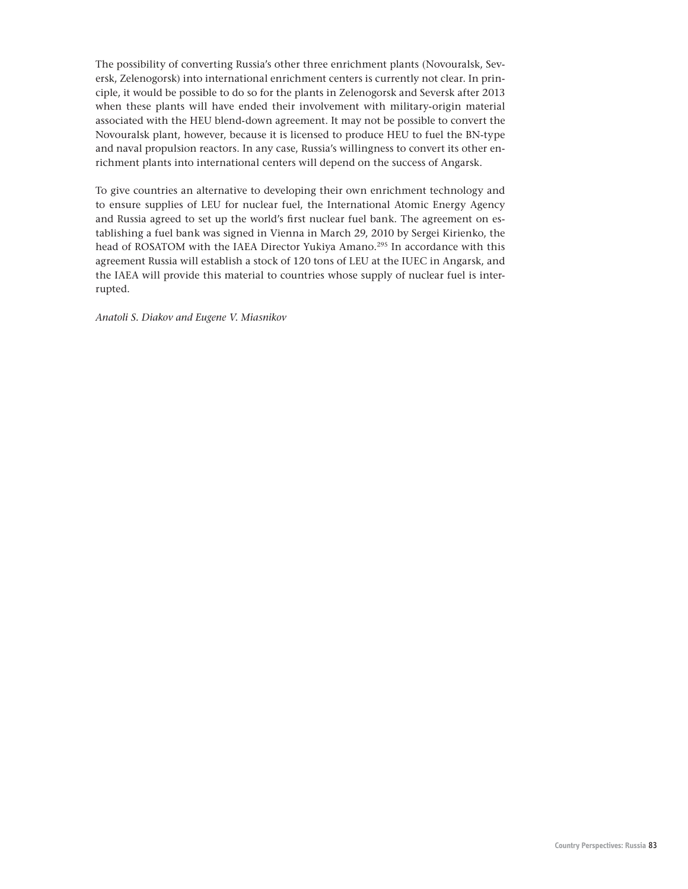The possibility of converting Russia's other three enrichment plants (Novouralsk, Seversk, Zelenogorsk) into international enrichment centers is currently not clear. In principle, it would be possible to do so for the plants in Zelenogorsk and Seversk after 2013 when these plants will have ended their involvement with military-origin material associated with the HEU blend-down agreement. It may not be possible to convert the Novouralsk plant, however, because it is licensed to produce HEU to fuel the BN-type and naval propulsion reactors. In any case, Russia's willingness to convert its other enrichment plants into international centers will depend on the success of Angarsk.

To give countries an alternative to developing their own enrichment technology and to ensure supplies of LEU for nuclear fuel, the International Atomic Energy Agency and Russia agreed to set up the world's first nuclear fuel bank. The agreement on establishing a fuel bank was signed in Vienna in March 29, 2010 by Sergei Kirienko, the head of ROSATOM with the IAEA Director Yukiya Amano.[295] In accordance with this agreement Russia will establish a stock of 120 tons of LEU at the IUEC in Angarsk, and the IAEA will provide this material to countries whose supply of nuclear fuel is interrupted.

*Anatoli S. Diakov and Eugene V. Miasnikov*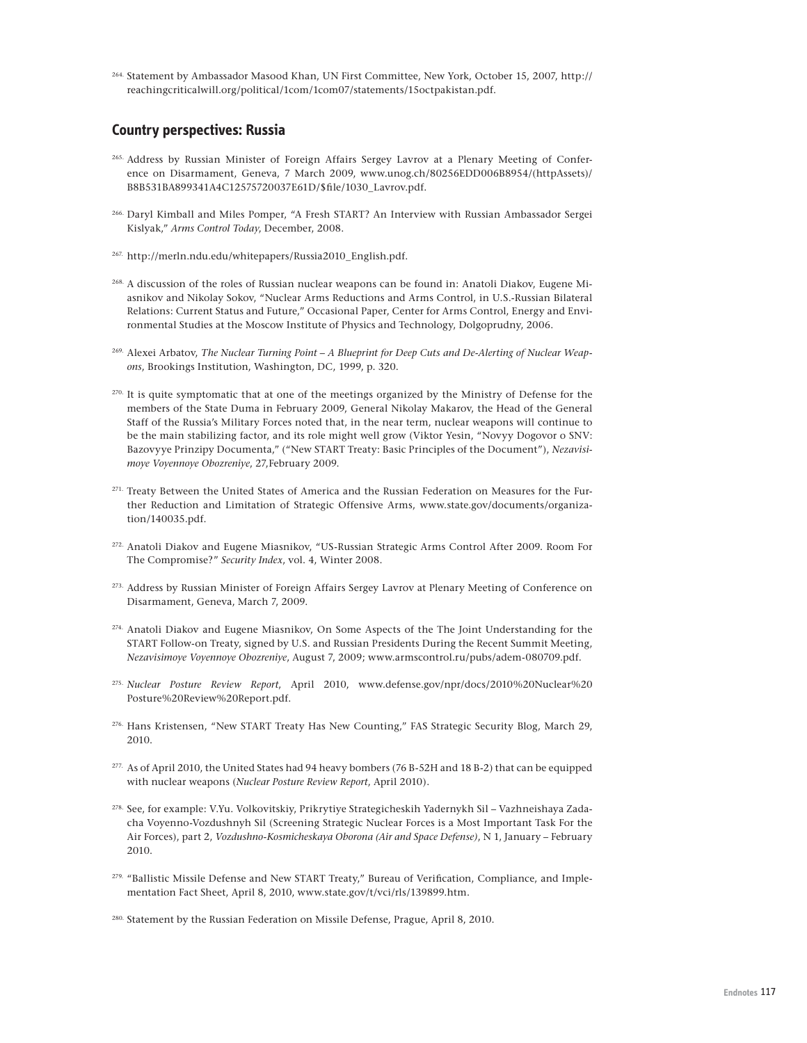264. Statement by Ambassador Masood Khan, UN First Committee, New York, October 15, 2007, http://reachingcriticalwill.org/political/1com/1com07/statements/15octpakistan.pdf.

## Country perspectives: Russia

265. Address by Russian Minister of Foreign Affairs Sergey Lavrov at a Plenary Meeting of Conference on Disarmament, Geneva, 7 March 2009, www.unog.ch/80256EDD006B8954/(httpAssets)/B8B531BA899341A4C12575720037E61D/$file/1030_Lavrov.pdf.

266. Daryl Kimball and Miles Pomper, "A Fresh START? An Interview with Russian Ambassador Sergei Kislyak," *Arms Control Today*, December, 2008.

267. http://merln.ndu.edu/whitepapers/Russia2010_English.pdf.

268. A discussion of the roles of Russian nuclear weapons can be found in: Anatoli Diakov, Eugene Miasnikov and Nikolay Sokov, "Nuclear Arms Reductions and Arms Control, in U.S.-Russian Bilateral Relations: Current Status and Future," Occasional Paper, Center for Arms Control, Energy and Environmental Studies at the Moscow Institute of Physics and Technology, Dolgoprudny, 2006.

269. Alexei Arbatov, *The Nuclear Turning Point – A Blueprint for Deep Cuts and De-Alerting of Nuclear Weapons*, Brookings Institution, Washington, DC, 1999, p. 320.

270. It is quite symptomatic that at one of the meetings organized by the Ministry of Defense for the members of the State Duma in February 2009, General Nikolay Makarov, the Head of the General Staff of the Russia's Military Forces noted that, in the near term, nuclear weapons will continue to be the main stabilizing factor, and its role might well grow (Viktor Yesin, "Novyy Dogovor o SNV: Bazovyye Prinzipy Documenta," ("New START Treaty: Basic Principles of the Document"), *Nezavisimoye Voyennoye Obozreniye*, 27,February 2009.

271. Treaty Between the United States of America and the Russian Federation on Measures for the Further Reduction and Limitation of Strategic Offensive Arms, www.state.gov/documents/organization/140035.pdf.

272. Anatoli Diakov and Eugene Miasnikov, "US-Russian Strategic Arms Control After 2009. Room For The Compromise?" *Security Index*, vol. 4, Winter 2008.

273. Address by Russian Minister of Foreign Affairs Sergey Lavrov at Plenary Meeting of Conference on Disarmament, Geneva, March 7, 2009.

274. Anatoli Diakov and Eugene Miasnikov, On Some Aspects of the The Joint Understanding for the START Follow-on Treaty, signed by U.S. and Russian Presidents During the Recent Summit Meeting, *Nezavisimoye Voyennoye Obozreniye*, August 7, 2009; www.armscontrol.ru/pubs/adem-080709.pdf.

275. *Nuclear Posture Review Report*, April 2010, www.defense.gov/npr/docs/2010%20Nuclear%20Posture%20Review%20Report.pdf.

276. Hans Kristensen, "New START Treaty Has New Counting," FAS Strategic Security Blog, March 29, 2010.

277. As of April 2010, the United States had 94 heavy bombers (76 B-52H and 18 B-2) that can be equipped with nuclear weapons (*Nuclear Posture Review Report*, April 2010).

278. See, for example: V.Yu. Volkovitskiy, Prikrytiye Strategicheskih Yadernykh Sil – Vazhneishaya Zadacha Voyenno-Vozdushnyh Sil (Screening Strategic Nuclear Forces is a Most Important Task For the Air Forces), part 2, *Vozdushno-Kosmicheskaya Oborona (Air and Space Defense)*, N 1, January – February 2010.

279. "Ballistic Missile Defense and New START Treaty," Bureau of Verification, Compliance, and Implementation Fact Sheet, April 8, 2010, www.state.gov/t/vci/rls/139899.htm.

280. Statement by the Russian Federation on Missile Defense, Prague, April 8, 2010.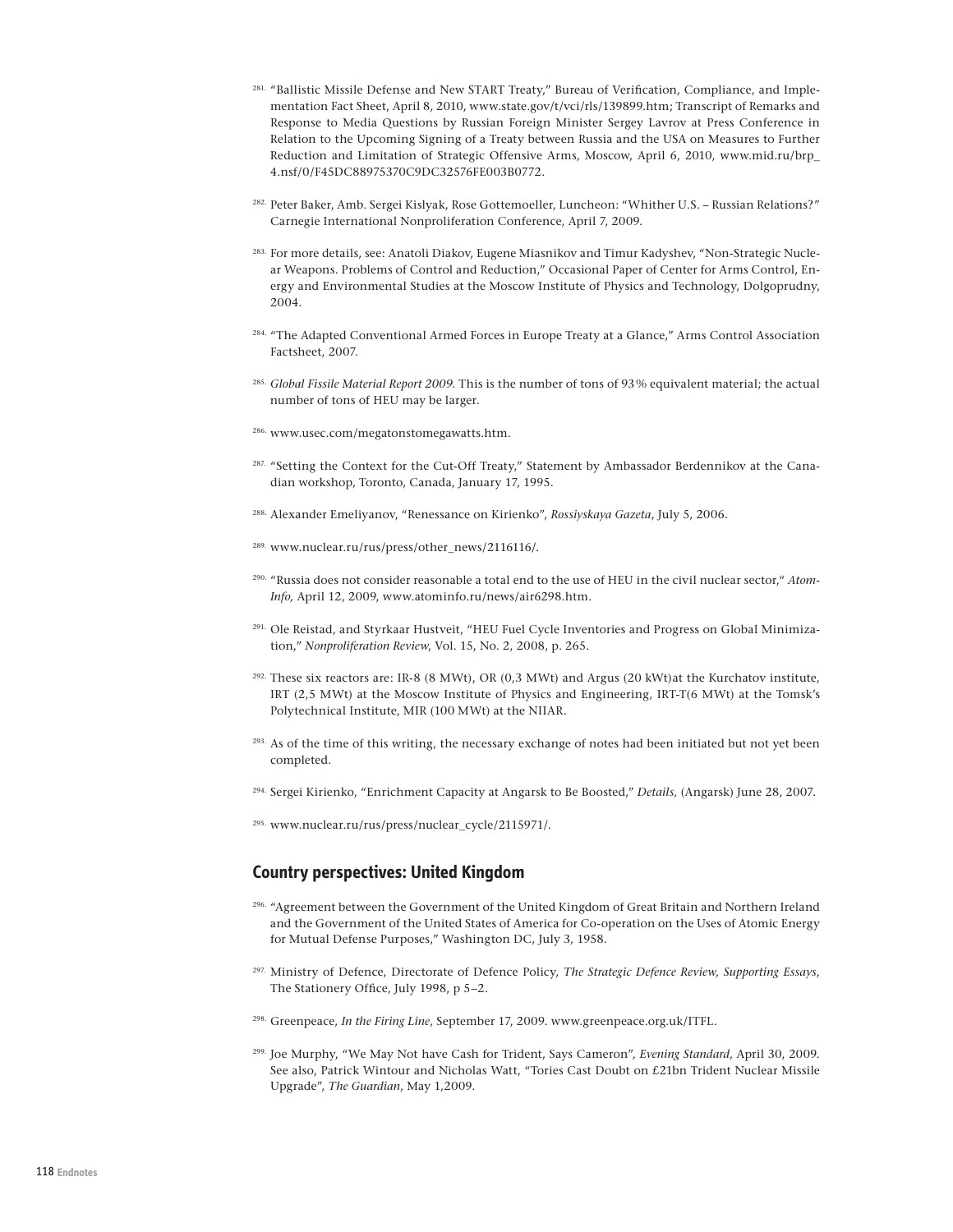281. "Ballistic Missile Defense and New START Treaty," Bureau of Verification, Compliance, and Implementation Fact Sheet, April 8, 2010, www.state.gov/t/vci/rls/139899.htm; Transcript of Remarks and Response to Media Questions by Russian Foreign Minister Sergey Lavrov at Press Conference in Relation to the Upcoming Signing of a Treaty between Russia and the USA on Measures to Further Reduction and Limitation of Strategic Offensive Arms, Moscow, April 6, 2010, www.mid.ru/brp_4.nsf/0/F45DC88975370C9DC32576FE003B0772.

282. Peter Baker, Amb. Sergei Kislyak, Rose Gottemoeller, Luncheon: "Whither U.S. – Russian Relations?" Carnegie International Nonproliferation Conference, April 7, 2009.

283. For more details, see: Anatoli Diakov, Eugene Miasnikov and Timur Kadyshev, "Non-Strategic Nuclear Weapons. Problems of Control and Reduction," Occasional Paper of Center for Arms Control, Energy and Environmental Studies at the Moscow Institute of Physics and Technology, Dolgoprudny, 2004.

284. "The Adapted Conventional Armed Forces in Europe Treaty at a Glance," Arms Control Association Factsheet, 2007.

285. *Global Fissile Material Report 2009*. This is the number of tons of 93% equivalent material; the actual number of tons of HEU may be larger.

286. www.usec.com/megatonstomegawatts.htm.

287. "Setting the Context for the Cut-Off Treaty," Statement by Ambassador Berdennikov at the Canadian workshop, Toronto, Canada, January 17, 1995.

288. Alexander Emeliyanov, "Renessance on Kirienko", *Rossiyskaya Gazeta*, July 5, 2006.

289. www.nuclear.ru/rus/press/other_news/2116116/.

290. "Russia does not consider reasonable a total end to the use of HEU in the civil nuclear sector," *Atom-Info,* April 12, 2009, www.atominfo.ru/news/air6298.htm.

291. Ole Reistad, and Styrkaar Hustveit, "HEU Fuel Cycle Inventories and Progress on Global Minimization," *Nonproliferation Review*, Vol. 15, No. 2, 2008, p. 265.

292. These six reactors are: IR-8 (8 MWt), OR (0,3 MWt) and Argus (20 kWt)at the Kurchatov institute, IRT (2,5 MWt) at the Moscow Institute of Physics and Engineering, IRT-T(6 MWt) at the Tomsk's Polytechnical Institute, MIR (100 MWt) at the NIIAR.

293. As of the time of this writing, the necessary exchange of notes had been initiated but not yet been completed.

294. Sergei Kirienko, "Enrichment Capacity at Angarsk to Be Boosted," *Details*, (Angarsk) June 28, 2007.

295. www.nuclear.ru/rus/press/nuclear_cycle/2115971/.

## Country perspectives: United Kingdom

296. "Agreement between the Government of the United Kingdom of Great Britain and Northern Ireland and the Government of the United States of America for Co-operation on the Uses of Atomic Energy for Mutual Defense Purposes," Washington DC, July 3, 1958.

297. Ministry of Defence, Directorate of Defence Policy, *The Strategic Defence Review, Supporting Essays*, The Stationery Office, July 1998, p 5–2.

298. Greenpeace, *In the Firing Line*, September 17, 2009. www.greenpeace.org.uk/ITFL.

299. Joe Murphy, "We May Not have Cash for Trident, Says Cameron", *Evening Standard*, April 30, 2009. See also, Patrick Wintour and Nicholas Watt, "Tories Cast Doubt on £21bn Trident Nuclear Missile Upgrade", *The Guardian*, May 1,2009.